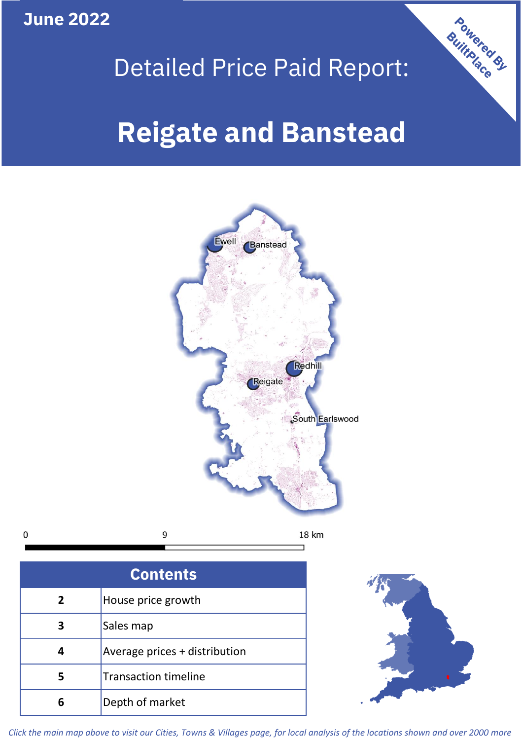June 2022

Powered By BuiltPlace

# Detailed Price Paid Report:

# Reigate and Banstead

Ewell
Banstead
Redhill
Reigate
South Earlswood

0 9 18 km

| Contents | |
|---|---|
| 2 | House price growth |
| 3 | Sales map |
| 4 | Average prices + distribution |
| 5 | Transaction timeline |
| 6 | Depth of market |

*Click the main map above to visit our Cities, Towns & Villages page, for local analysis of the locations shown and over 2000 more*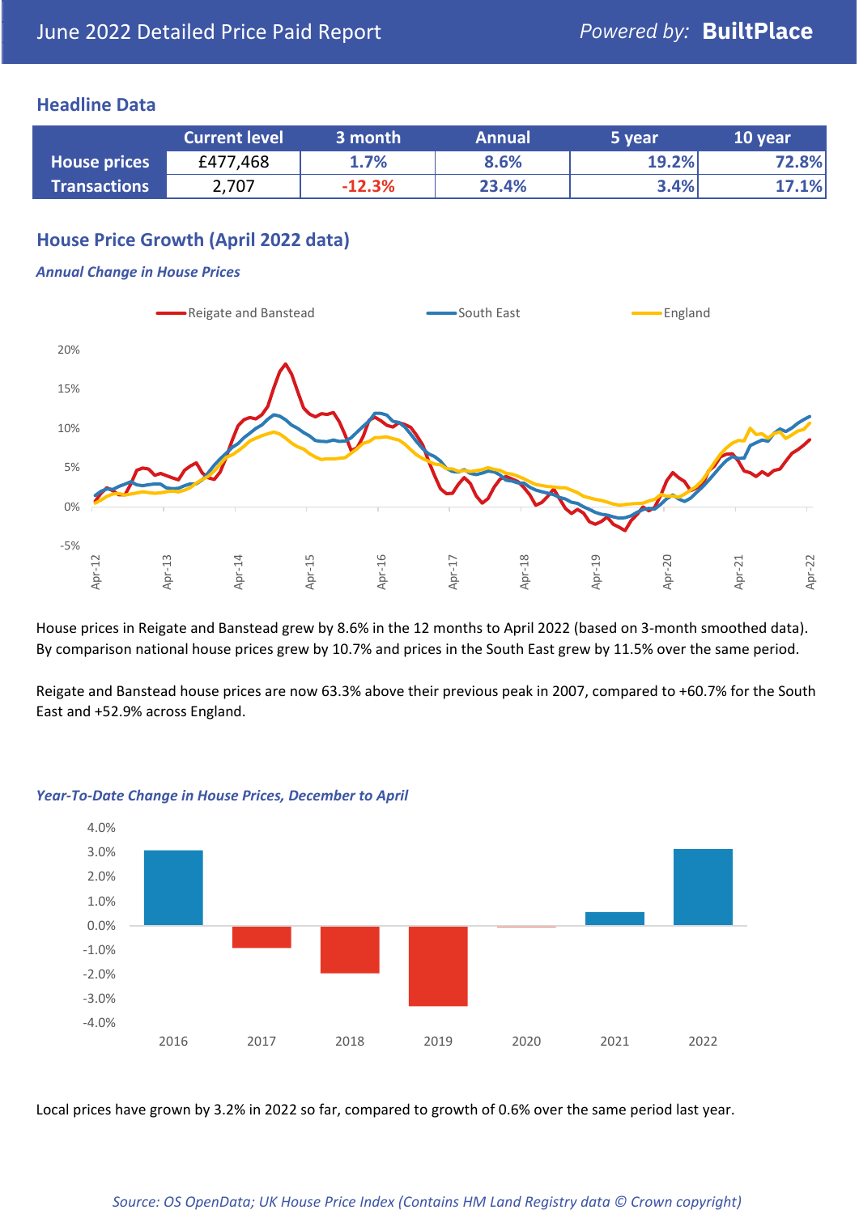June 2022 Detailed Price Paid Report — *Powered by:* **BuiltPlace**

## Headline Data

| | Current level | 3 month | Annual | 5 year | 10 year |
|---|---|---|---|---|---|
| **House prices** | £477,468 | 1.7% | 8.6% | 19.2% | 72.8% |
| **Transactions** | 2,707 | -12.3% | 23.4% | 3.4% | 17.1% |

## House Price Growth (April 2022 data)

***Annual Change in House Prices***

House prices in Reigate and Banstead grew by 8.6% in the 12 months to April 2022 (based on 3-month smoothed data). By comparison national house prices grew by 10.7% and prices in the South East grew by 11.5% over the same period.

Reigate and Banstead house prices are now 63.3% above their previous peak in 2007, compared to +60.7% for the South East and +52.9% across England.

***Year-To-Date Change in House Prices, December to April***

Local prices have grown by 3.2% in 2022 so far, compared to growth of 0.6% over the same period last year.

*Source: OS OpenData; UK House Price Index (Contains HM Land Registry data © Crown copyright)*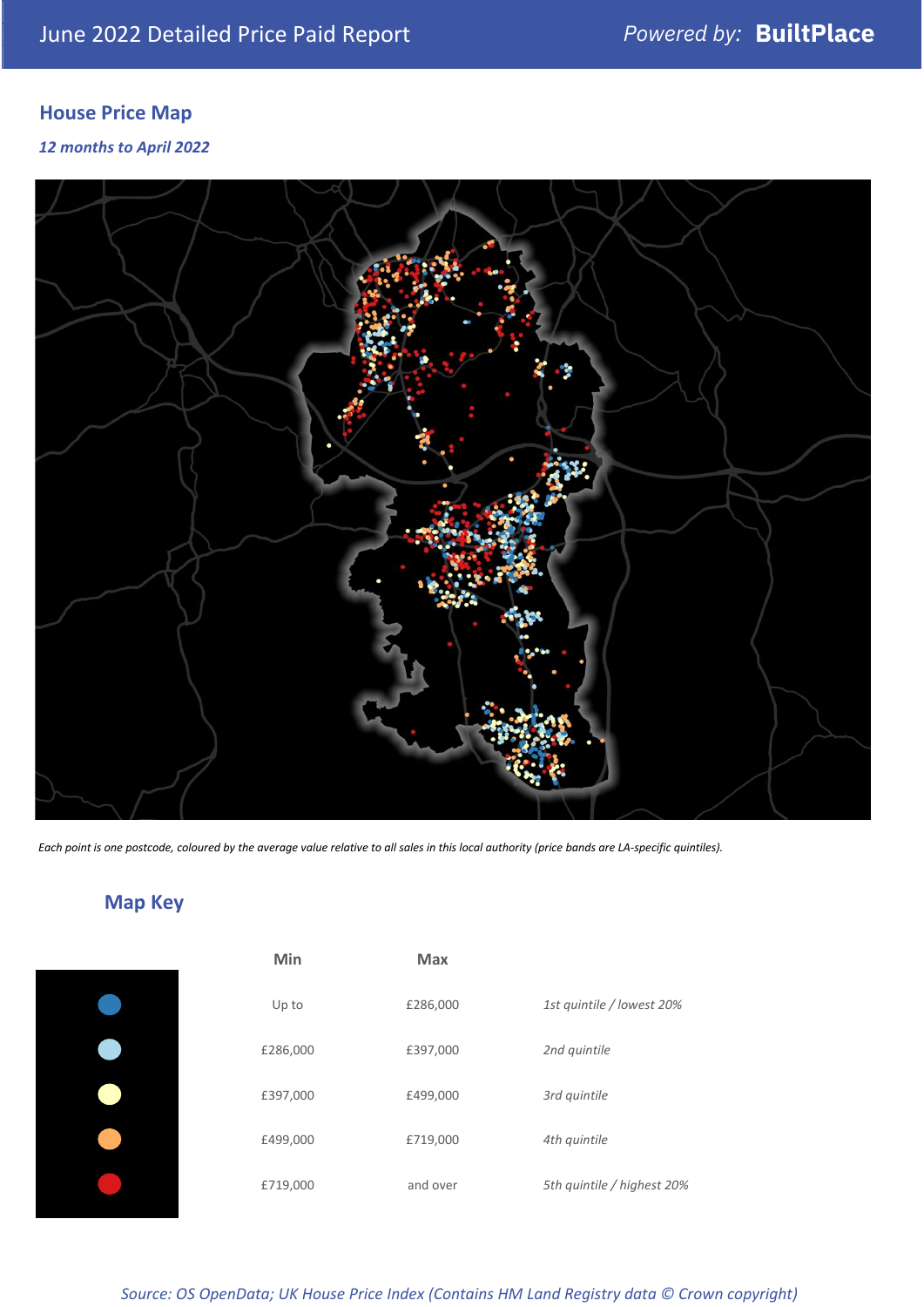June 2022 Detailed Price Paid Report — *Powered by:* **BuiltPlace**

## House Price Map

*12 months to April 2022*

*Each point is one postcode, coloured by the average value relative to all sales in this local authority (price bands are LA-specific quintiles).*

## Map Key

| | Min | Max | |
|---|---|---|---|
| | Up to | £286,000 | *1st quintile / lowest 20%* |
| | £286,000 | £397,000 | *2nd quintile* |
| | £397,000 | £499,000 | *3rd quintile* |
| | £499,000 | £719,000 | *4th quintile* |
| | £719,000 | and over | *5th quintile / highest 20%* |

*Source: OS OpenData; UK House Price Index (Contains HM Land Registry data © Crown copyright)*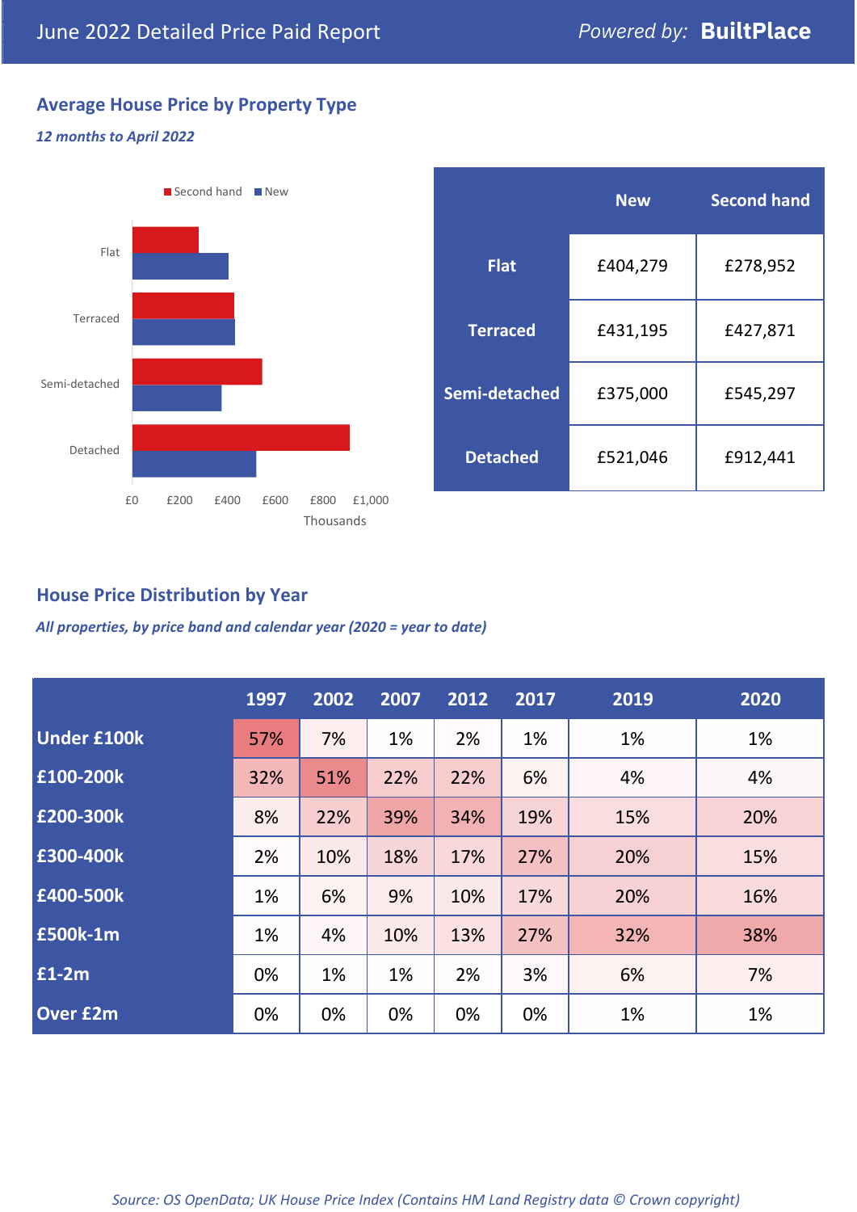June 2022 Detailed Price Paid Report

*Powered by:* **BuiltPlace**

## Average House Price by Property Type

*12 months to April 2022*

|  | New | Second hand |
|---|---|---|
| **Flat** | £404,279 | £278,952 |
| **Terraced** | £431,195 | £427,871 |
| **Semi-detached** | £375,000 | £545,297 |
| **Detached** | £521,046 | £912,441 |

## House Price Distribution by Year

*All properties, by price band and calendar year (2020 = year to date)*

|  | 1997 | 2002 | 2007 | 2012 | 2017 | 2019 | 2020 |
|---|---|---|---|---|---|---|---|
| **Under £100k** | 57% | 7% | 1% | 2% | 1% | 1% | 1% |
| **£100-200k** | 32% | 51% | 22% | 22% | 6% | 4% | 4% |
| **£200-300k** | 8% | 22% | 39% | 34% | 19% | 15% | 20% |
| **£300-400k** | 2% | 10% | 18% | 17% | 27% | 20% | 15% |
| **£400-500k** | 1% | 6% | 9% | 10% | 17% | 20% | 16% |
| **£500k-1m** | 1% | 4% | 10% | 13% | 27% | 32% | 38% |
| **£1-2m** | 0% | 1% | 1% | 2% | 3% | 6% | 7% |
| **Over £2m** | 0% | 0% | 0% | 0% | 0% | 1% | 1% |

*Source: OS OpenData; UK House Price Index (Contains HM Land Registry data © Crown copyright)*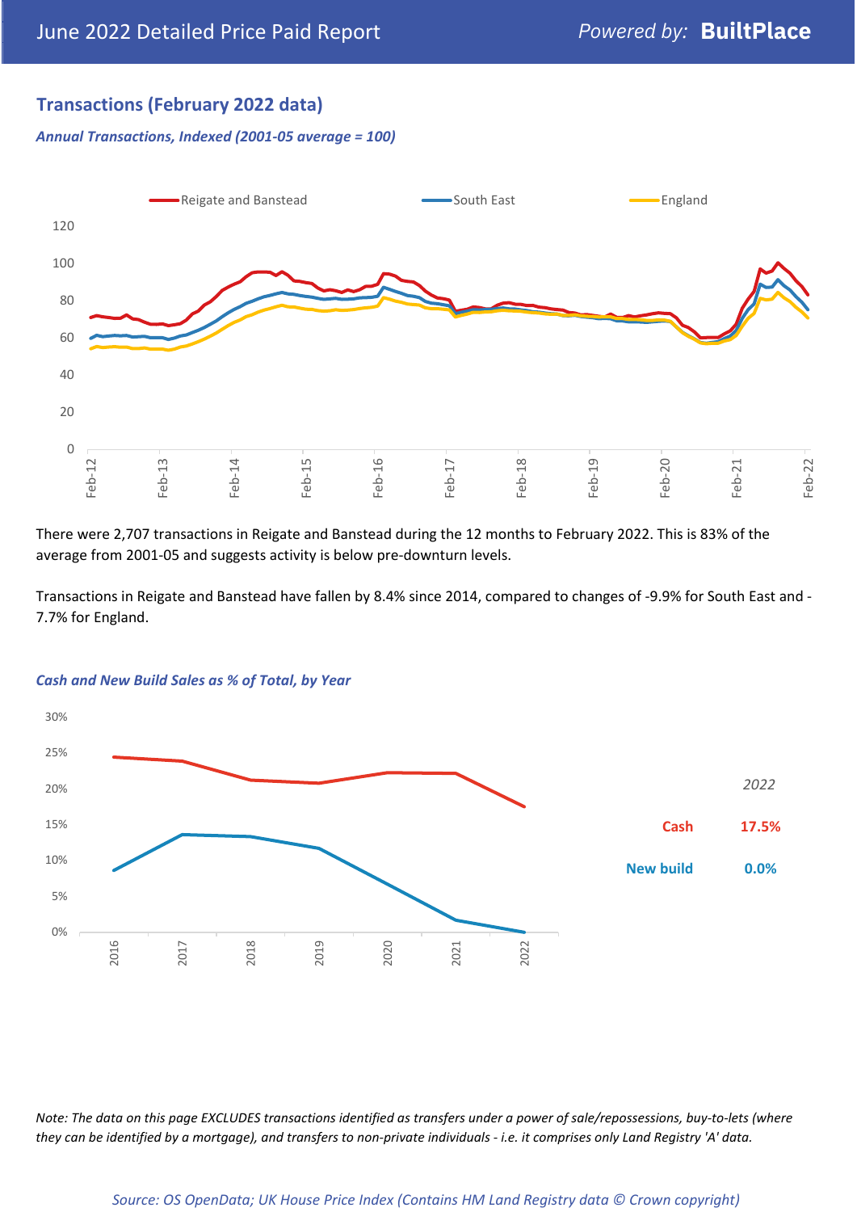## Transactions (February 2022 data)

*Annual Transactions, Indexed (2001-05 average = 100)*

There were 2,707 transactions in Reigate and Banstead during the 12 months to February 2022. This is 83% of the average from 2001-05 and suggests activity is below pre-downturn levels.

Transactions in Reigate and Banstead have fallen by 8.4% since 2014, compared to changes of -9.9% for South East and -7.7% for England.

*Cash and New Build Sales as % of Total, by Year*

| 2022 | |
|---|---|
| Cash | 17.5% |
| New build | 0.0% |

*Note: The data on this page EXCLUDES transactions identified as transfers under a power of sale/repossessions, buy-to-lets (where they can be identified by a mortgage), and transfers to non-private individuals - i.e. it comprises only Land Registry 'A' data.*

*Source: OS OpenData; UK House Price Index (Contains HM Land Registry data © Crown copyright)*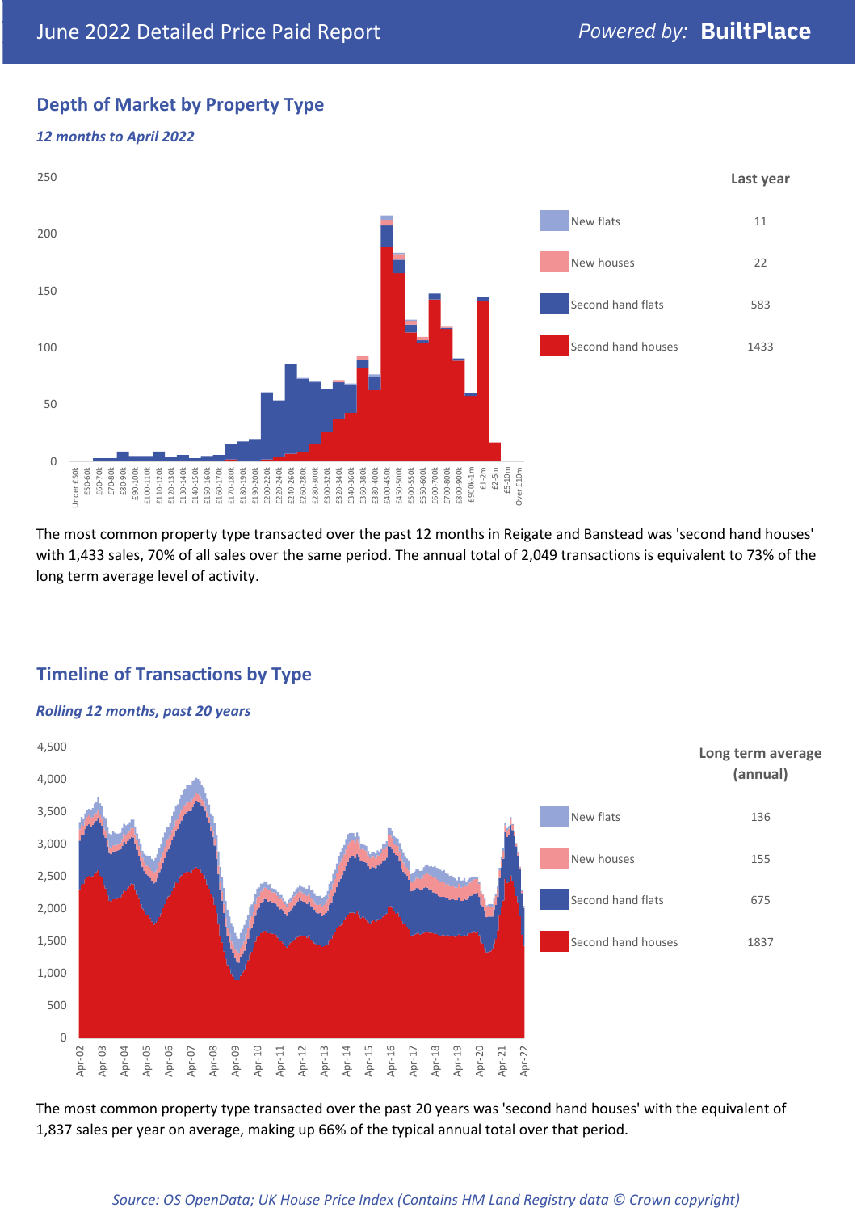June 2022 Detailed Price Paid Report

Powered by: **BuiltPlace**

## Depth of Market by Property Type

*12 months to April 2022*

250
200
150
100
50
0

Under £50k, £50-60k, £60-70k, £70-80k, £80-90k, £90-100k, £100-110k, £110-120k, £120-130k, £130-140k, £140-150k, £150-160k, £160-170k, £170-180k, £180-190k, £190-200k, £200-220k, £220-240k, £240-260k, £260-280k, £280-300k, £300-320k, £320-340k, £340-360k, £360-380k, £380-400k, £400-450k, £450-500k, £500-550k, £550-600k, £600-700k, £700-800k, £800-900k, £900k-1m, £1-2m, £2-5m, £5-10m, Over £10m

Last year
New flats 11
New houses 22
Second hand flats 583
Second hand houses 1433

The most common property type transacted over the past 12 months in Reigate and Banstead was 'second hand houses' with 1,433 sales, 70% of all sales over the same period. The annual total of 2,049 transactions is equivalent to 73% of the long term average level of activity.

## Timeline of Transactions by Type

*Rolling 12 months, past 20 years*

4,500
4,000
3,500
3,000
2,500
2,000
1,500
1,000
500
0

Apr-02, Apr-03, Apr-04, Apr-05, Apr-06, Apr-07, Apr-08, Apr-09, Apr-10, Apr-11, Apr-12, Apr-13, Apr-14, Apr-15, Apr-16, Apr-17, Apr-18, Apr-19, Apr-20, Apr-21, Apr-22

Long term average (annual)
New flats 136
New houses 155
Second hand flats 675
Second hand houses 1837

The most common property type transacted over the past 20 years was 'second hand houses' with the equivalent of 1,837 sales per year on average, making up 66% of the typical annual total over that period.

*Source: OS OpenData; UK House Price Index (Contains HM Land Registry data © Crown copyright)*